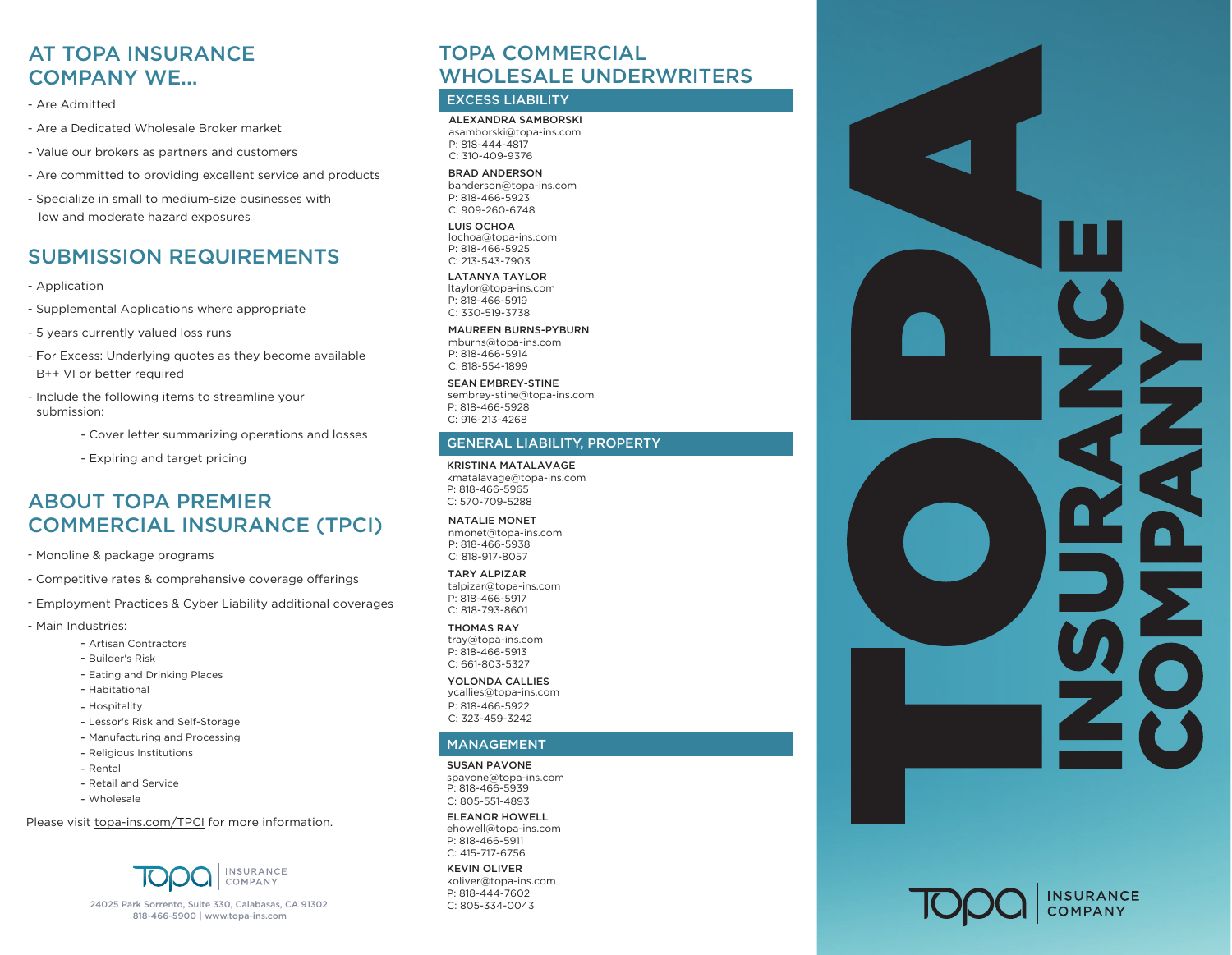## AT TOPA INSURANCE COMPANY WE...

- Are Admitted
- Are a Dedicated Wholesale Broker market
- Value our brokers as partners and customers
- Are committed to providing excellent service and products
- Specialize in small to medium-size businesses with low and moderate hazard exposures

## SUBMISSION REQUIREMENTS

- Application
- Supplemental Applications where appropriate
- 5 years currently valued loss runs
- For Excess: Underlying quotes as they become available B++ VI or better required
- Include the following items to streamline your submission:
  - Cover letter summarizing operations and losses
  - Expiring and target pricing

## ABOUT TOPA PREMIER COMMERCIAL INSURANCE (TPCI)

- Monoline & package programs
- Competitive rates & comprehensive coverage offerings
- Employment Practices & Cyber Liability additional coverages
- Main Industries:
  - Artisan Contractors
  - Builder's Risk
  - Eating and Drinking Places
  - Habitational
  - Hospitality
  - Lessor's Risk and Self-Storage
  - Manufacturing and Processing
  - Religious Institutions
  - Rental
  - Retail and Service
  - Wholesale

Please visit topa-ins.com/TPCI for more information.

TOPA INSURANCE COMPANY

24025 Park Sorrento, Suite 330, Calabasas, CA 91302
818-466-5900 | www.topa-ins.com

## TOPA COMMERCIAL WHOLESALE UNDERWRITERS

### EXCESS LIABILITY

**ALEXANDRA SAMBORSKI**
asamborski@topa-ins.com
P: 818-444-4817
C: 310-409-9376

**BRAD ANDERSON**
banderson@topa-ins.com
P: 818-466-5923
C: 909-260-6748

**LUIS OCHOA**
lochoa@topa-ins.com
P: 818-466-5925
C: 213-543-7903

**LATANYA TAYLOR**
ltaylor@topa-ins.com
P: 818-466-5919
C: 330-519-3738

**MAUREEN BURNS-PYBURN**
mburns@topa-ins.com
P: 818-466-5914
C: 818-554-1899

**SEAN EMBREY-STINE**
sembrey-stine@topa-ins.com
P: 818-466-5928
C: 916-213-4268

### GENERAL LIABILITY, PROPERTY

**KRISTINA MATALAVAGE**
kmatalavage@topa-ins.com
P: 818-466-5965
C: 570-709-5288

**NATALIE MONET**
nmonet@topa-ins.com
P: 818-466-5938
C: 818-917-8057

**TARY ALPIZAR**
talpizar@topa-ins.com
P: 818-466-5917
C: 818-793-8601

**THOMAS RAY**
tray@topa-ins.com
P: 818-466-5913
C: 661-803-5327

**YOLONDA CALLIES**
ycallies@topa-ins.com
P: 818-466-5922
C: 323-459-3242

### MANAGEMENT

**SUSAN PAVONE**
spavone@topa-ins.com
P: 818-466-5939
C: 805-551-4893

**ELEANOR HOWELL**
ehowell@topa-ins.com
P: 818-466-5911
C: 415-717-6756

**KEVIN OLIVER**
koliver@topa-ins.com
P: 818-444-7602
C: 805-334-0043

# TOPA INSURANCE COMPANY

TOPA INSURANCE COMPANY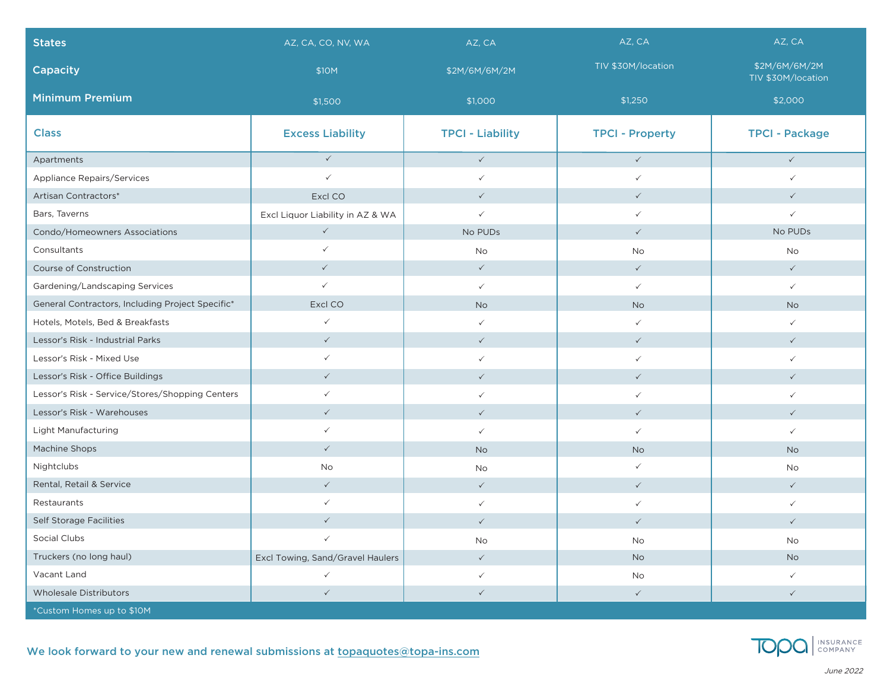| States | AZ, CA, CO, NV, WA | AZ, CA | AZ, CA | AZ, CA |
|---|---|---|---|---|
| Capacity | $10M | $2M/6M/6M/2M | TIV $30M/location | $2M/6M/6M/2M TIV $30M/location |
| Minimum Premium | $1,500 | $1,000 | $1,250 | $2,000 |
| **Class** | **Excess Liability** | **TPCI - Liability** | **TPCI - Property** | **TPCI - Package** |
| Apartments | ✓ | ✓ | ✓ | ✓ |
| Appliance Repairs/Services | ✓ | ✓ | ✓ | ✓ |
| Artisan Contractors* | Excl CO | ✓ | ✓ | ✓ |
| Bars, Taverns | Excl Liquor Liability in AZ & WA | ✓ | ✓ | ✓ |
| Condo/Homeowners Associations | ✓ | No PUDs | ✓ | No PUDs |
| Consultants | ✓ | No | No | No |
| Course of Construction | ✓ | ✓ | ✓ | ✓ |
| Gardening/Landscaping Services | ✓ | ✓ | ✓ | ✓ |
| General Contractors, Including Project Specific* | Excl CO | No | No | No |
| Hotels, Motels, Bed & Breakfasts | ✓ | ✓ | ✓ | ✓ |
| Lessor's Risk - Industrial Parks | ✓ | ✓ | ✓ | ✓ |
| Lessor's Risk - Mixed Use | ✓ | ✓ | ✓ | ✓ |
| Lessor's Risk - Office Buildings | ✓ | ✓ | ✓ | ✓ |
| Lessor's Risk - Service/Stores/Shopping Centers | ✓ | ✓ | ✓ | ✓ |
| Lessor's Risk - Warehouses | ✓ | ✓ | ✓ | ✓ |
| Light Manufacturing | ✓ | ✓ | ✓ | ✓ |
| Machine Shops | ✓ | No | No | No |
| Nightclubs | No | No | ✓ | No |
| Rental, Retail & Service | ✓ | ✓ | ✓ | ✓ |
| Restaurants | ✓ | ✓ | ✓ | ✓ |
| Self Storage Facilities | ✓ | ✓ | ✓ | ✓ |
| Social Clubs | ✓ | No | No | No |
| Truckers (no long haul) | Excl Towing, Sand/Gravel Haulers | ✓ | No | No |
| Vacant Land | ✓ | ✓ | No | ✓ |
| Wholesale Distributors | ✓ | ✓ | ✓ | ✓ |

*Custom Homes up to $10M

We look forward to your new and renewal submissions at topaquotes@topa-ins.com

TOPA INSURANCE COMPANY

*June 2022*